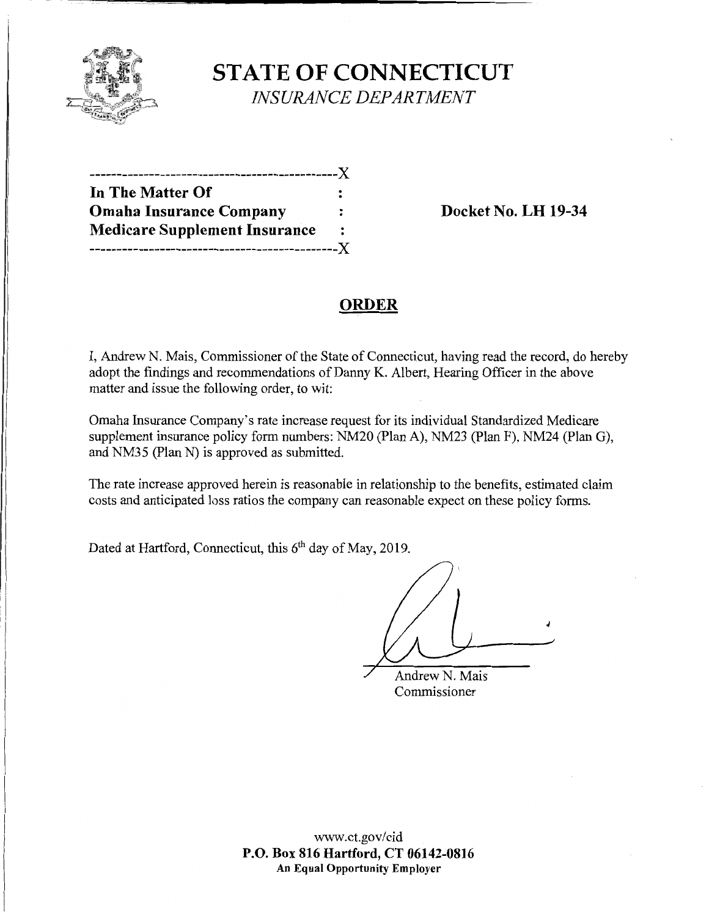# STATE OF CONNECTICUT

*INSURANCE DEPARTMENT*

```
--------------------------------------------X
In The Matter Of                            :
Omaha Insurance Company                     :        Docket No. LH 19-34
Medicare Supplement Insurance               :
--------------------------------------------X
```

## ORDER

I, Andrew N. Mais, Commissioner of the State of Connecticut, having read the record, do hereby adopt the findings and recommendations of Danny K. Albert, Hearing Officer in the above matter and issue the following order, to wit:

Omaha Insurance Company's rate increase request for its individual Standardized Medicare supplement insurance policy form numbers: NM20 (Plan A), NM23 (Plan F), NM24 (Plan G), and NM35 (Plan N) is approved as submitted.

The rate increase approved herein is reasonable in relationship to the benefits, estimated claim costs and anticipated loss ratios the company can reasonable expect on these policy forms.

Dated at Hartford, Connecticut, this 6th day of May, 2019.

Andrew N. Mais
Commissioner

www.ct.gov/cid
**P.O. Box 816 Hartford, CT 06142-0816**
**An Equal Opportunity Employer**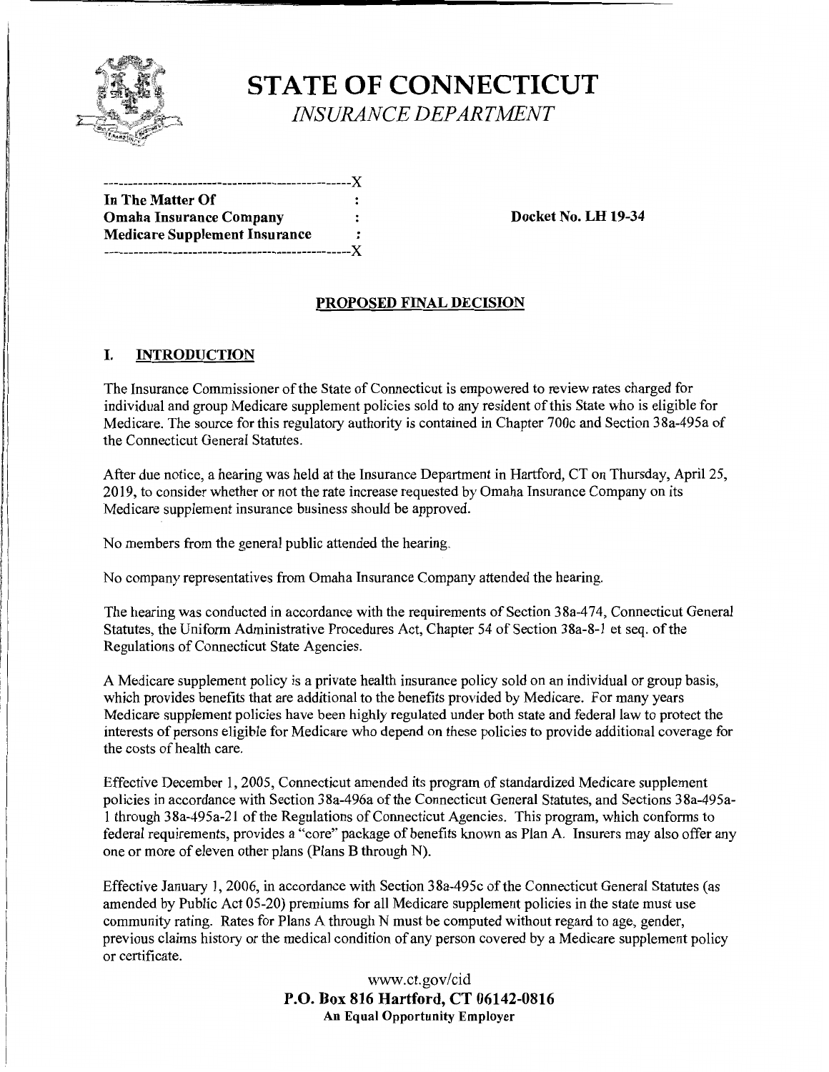# STATE OF CONNECTICUT

*INSURANCE DEPARTMENT*

```
-----------------------------------------------X
In The Matter Of                               :
Omaha Insurance Company                        :        Docket No. LH 19-34
Medicare Supplement Insurance                  :
-----------------------------------------------X
```

## PROPOSED FINAL DECISION

### I. INTRODUCTION

The Insurance Commissioner of the State of Connecticut is empowered to review rates charged for individual and group Medicare supplement policies sold to any resident of this State who is eligible for Medicare. The source for this regulatory authority is contained in Chapter 700c and Section 38a-495a of the Connecticut General Statutes.

After due notice, a hearing was held at the Insurance Department in Hartford, CT on Thursday, April 25, 2019, to consider whether or not the rate increase requested by Omaha Insurance Company on its Medicare supplement insurance business should be approved.

No members from the general public attended the hearing.

No company representatives from Omaha Insurance Company attended the hearing.

The hearing was conducted in accordance with the requirements of Section 38a-474, Connecticut General Statutes, the Uniform Administrative Procedures Act, Chapter 54 of Section 38a-8-1 et seq. of the Regulations of Connecticut State Agencies.

A Medicare supplement policy is a private health insurance policy sold on an individual or group basis, which provides benefits that are additional to the benefits provided by Medicare. For many years Medicare supplement policies have been highly regulated under both state and federal law to protect the interests of persons eligible for Medicare who depend on these policies to provide additional coverage for the costs of health care.

Effective December 1, 2005, Connecticut amended its program of standardized Medicare supplement policies in accordance with Section 38a-496a of the Connecticut General Statutes, and Sections 38a-495a-1 through 38a-495a-21 of the Regulations of Connecticut Agencies. This program, which conforms to federal requirements, provides a "core" package of benefits known as Plan A. Insurers may also offer any one or more of eleven other plans (Plans B through N).

Effective January 1, 2006, in accordance with Section 38a-495c of the Connecticut General Statutes (as amended by Public Act 05-20) premiums for all Medicare supplement policies in the state must use community rating. Rates for Plans A through N must be computed without regard to age, gender, previous claims history or the medical condition of any person covered by a Medicare supplement policy or certificate.

www.ct.gov/cid
**P.O. Box 816 Hartford, CT 06142-0816**
**An Equal Opportunity Employer**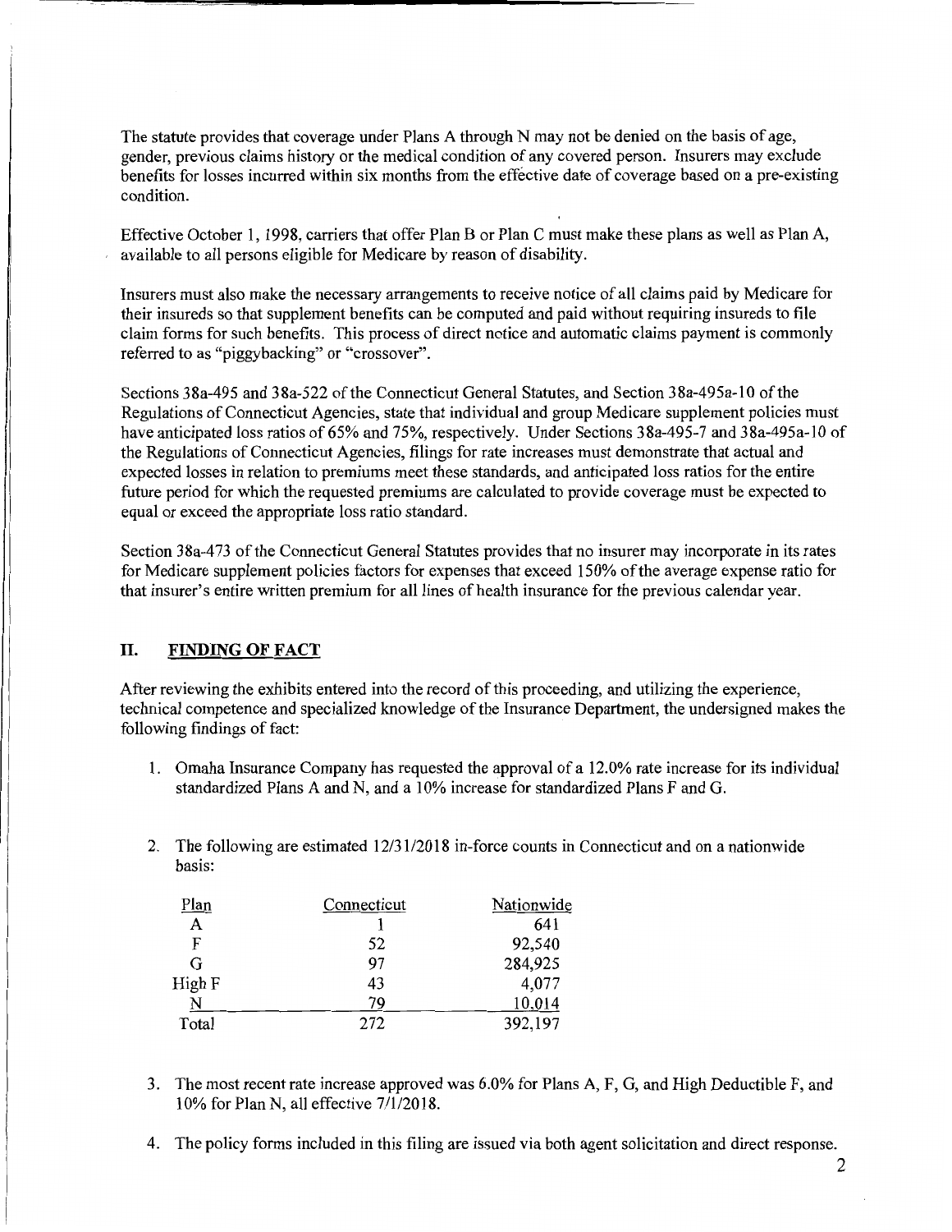The statute provides that coverage under Plans A through N may not be denied on the basis of age, gender, previous claims history or the medical condition of any covered person. Insurers may exclude benefits for losses incurred within six months from the effective date of coverage based on a pre-existing condition.

Effective October 1, 1998, carriers that offer Plan B or Plan C must make these plans as well as Plan A, available to all persons eligible for Medicare by reason of disability.

Insurers must also make the necessary arrangements to receive notice of all claims paid by Medicare for their insureds so that supplement benefits can be computed and paid without requiring insureds to file claim forms for such benefits. This process of direct notice and automatic claims payment is commonly referred to as "piggybacking" or "crossover".

Sections 38a-495 and 38a-522 of the Connecticut General Statutes, and Section 38a-495a-10 of the Regulations of Connecticut Agencies, state that individual and group Medicare supplement policies must have anticipated loss ratios of 65% and 75%, respectively. Under Sections 38a-495-7 and 38a-495a-10 of the Regulations of Connecticut Agencies, filings for rate increases must demonstrate that actual and expected losses in relation to premiums meet these standards, and anticipated loss ratios for the entire future period for which the requested premiums are calculated to provide coverage must be expected to equal or exceed the appropriate loss ratio standard.

Section 38a-473 of the Connecticut General Statutes provides that no insurer may incorporate in its rates for Medicare supplement policies factors for expenses that exceed 150% of the average expense ratio for that insurer's entire written premium for all lines of health insurance for the previous calendar year.

## II. FINDING OF FACT

After reviewing the exhibits entered into the record of this proceeding, and utilizing the experience, technical competence and specialized knowledge of the Insurance Department, the undersigned makes the following findings of fact:

1. Omaha Insurance Company has requested the approval of a 12.0% rate increase for its individual standardized Plans A and N, and a 10% increase for standardized Plans F and G.

2. The following are estimated 12/31/2018 in-force counts in Connecticut and on a nationwide basis:

| Plan | Connecticut | Nationwide |
|---|---|---|
| A | 1 | 641 |
| F | 52 | 92,540 |
| G | 97 | 284,925 |
| High F | 43 | 4,077 |
| N | 79 | 10,014 |
| Total | 272 | 392,197 |

3. The most recent rate increase approved was 6.0% for Plans A, F, G, and High Deductible F, and 10% for Plan N, all effective 7/1/2018.

4. The policy forms included in this filing are issued via both agent solicitation and direct response.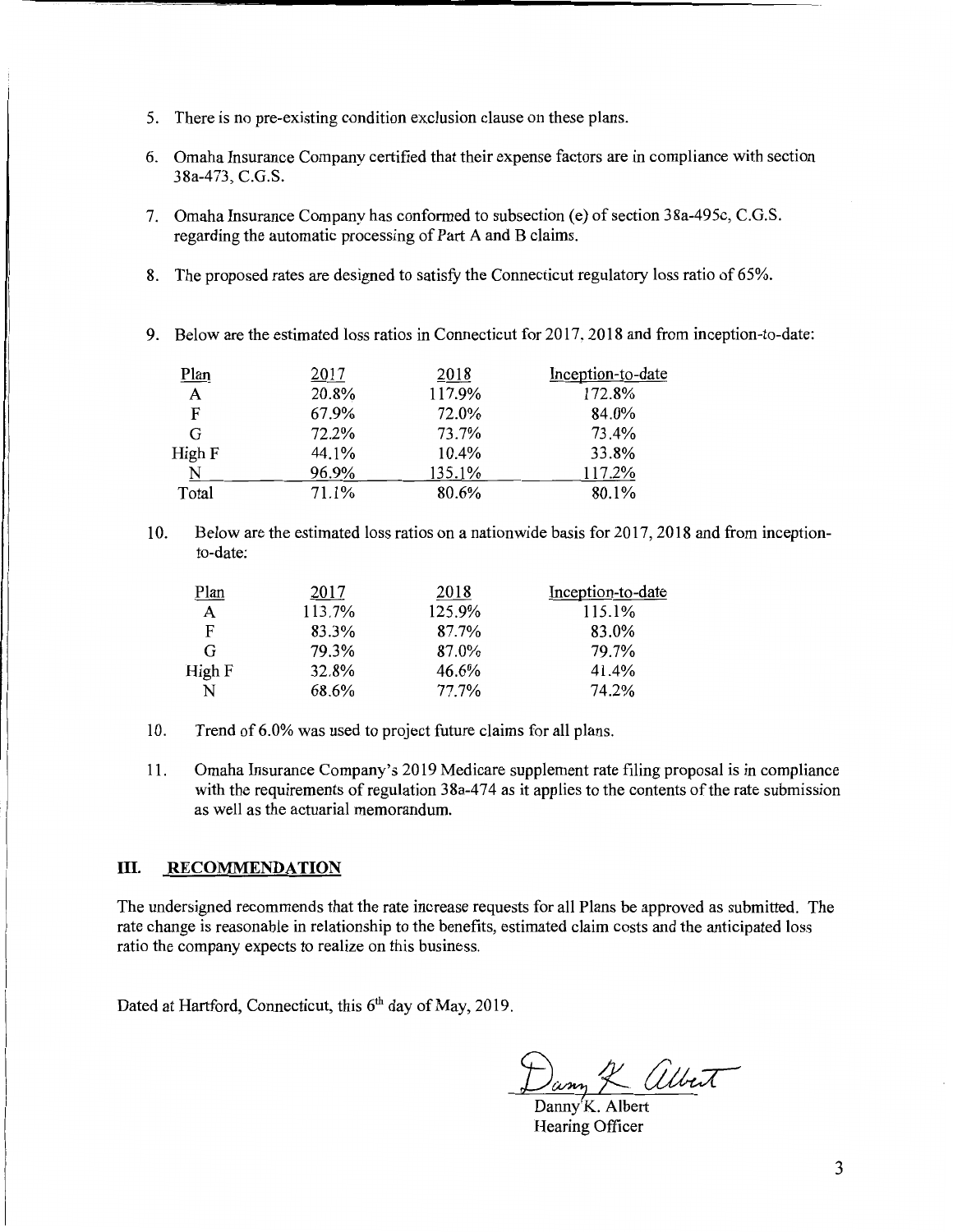5. There is no pre-existing condition exclusion clause on these plans.

6. Omaha Insurance Company certified that their expense factors are in compliance with section 38a-473, C.G.S.

7. Omaha Insurance Company has conformed to subsection (e) of section 38a-495c, C.G.S. regarding the automatic processing of Part A and B claims.

8. The proposed rates are designed to satisfy the Connecticut regulatory loss ratio of 65%.

9. Below are the estimated loss ratios in Connecticut for 2017, 2018 and from inception-to-date:

| Plan | 2017 | 2018 | Inception-to-date |
|---|---|---|---|
| A | 20.8% | 117.9% | 172.8% |
| F | 67.9% | 72.0% | 84.0% |
| G | 72.2% | 73.7% | 73.4% |
| High F | 44.1% | 10.4% | 33.8% |
| N | 96.9% | 135.1% | 117.2% |
| Total | 71.1% | 80.6% | 80.1% |

10. Below are the estimated loss ratios on a nationwide basis for 2017, 2018 and from inception-to-date:

| Plan | 2017 | 2018 | Inception-to-date |
|---|---|---|---|
| A | 113.7% | 125.9% | 115.1% |
| F | 83.3% | 87.7% | 83.0% |
| G | 79.3% | 87.0% | 79.7% |
| High F | 32.8% | 46.6% | 41.4% |
| N | 68.6% | 77.7% | 74.2% |

10. Trend of 6.0% was used to project future claims for all plans.

11. Omaha Insurance Company's 2019 Medicare supplement rate filing proposal is in compliance with the requirements of regulation 38a-474 as it applies to the contents of the rate submission as well as the actuarial memorandum.

## III. RECOMMENDATION

The undersigned recommends that the rate increase requests for all Plans be approved as submitted. The rate change is reasonable in relationship to the benefits, estimated claim costs and the anticipated loss ratio the company expects to realize on this business.

Dated at Hartford, Connecticut, this 6th day of May, 2019.

Danny K. Albert

Danny K. Albert
Hearing Officer